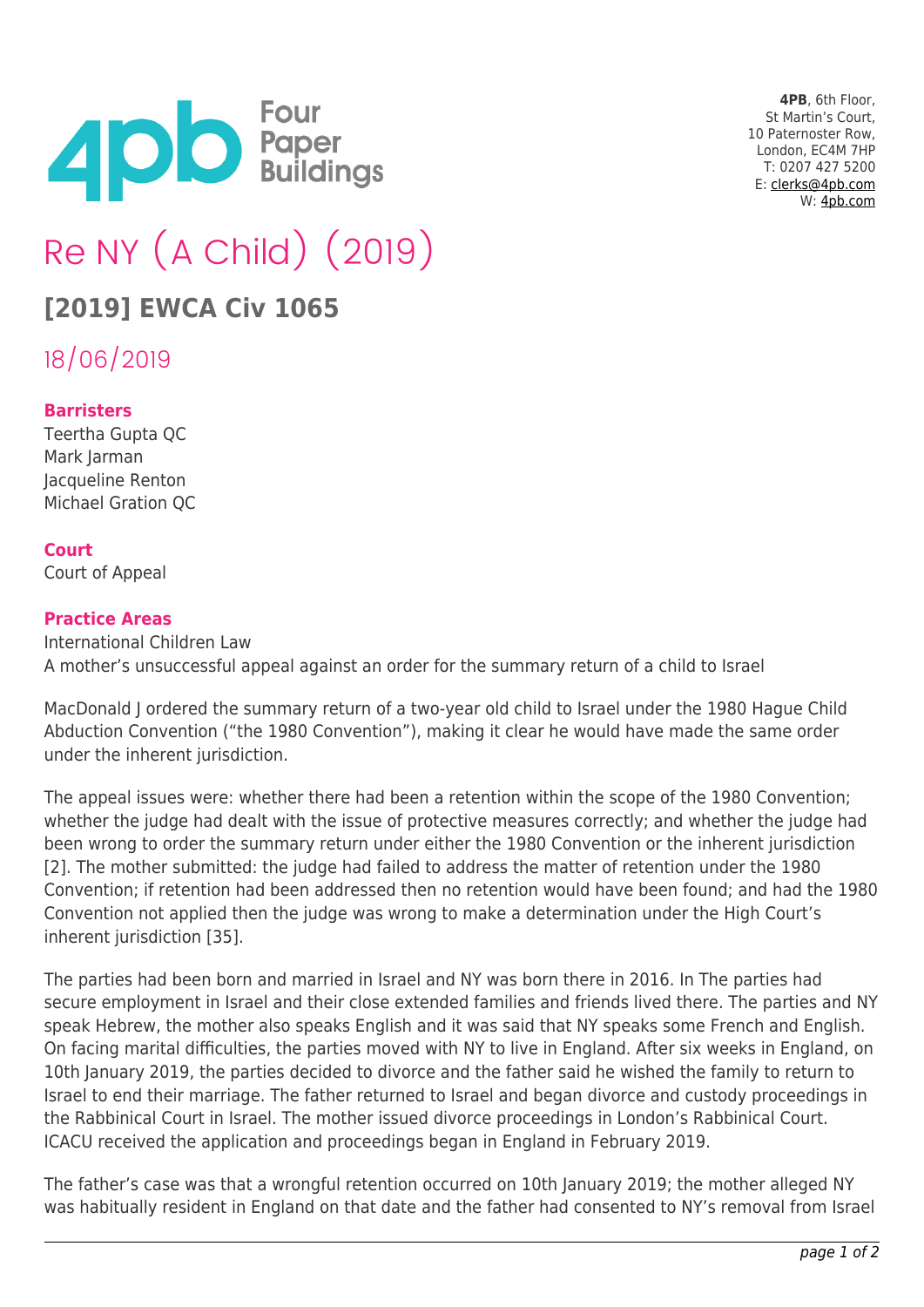4PB, 6th Floor,
St Martin's Court,
10 Paternoster Row,
London, EC4M 7HP
T: 0207 427 5200
E: clerks@4pb.com
W: 4pb.com

# Re NY (A Child) (2019)

## [2019] EWCA Civ 1065

18/06/2019

**Barristers**

Teertha Gupta QC
Mark Jarman
Jacqueline Renton
Michael Gration QC

**Court**

Court of Appeal

**Practice Areas**

International Children Law

A mother's unsuccessful appeal against an order for the summary return of a child to Israel

MacDonald J ordered the summary return of a two-year old child to Israel under the 1980 Hague Child Abduction Convention ("the 1980 Convention"), making it clear he would have made the same order under the inherent jurisdiction.

The appeal issues were: whether there had been a retention within the scope of the 1980 Convention; whether the judge had dealt with the issue of protective measures correctly; and whether the judge had been wrong to order the summary return under either the 1980 Convention or the inherent jurisdiction [2]. The mother submitted: the judge had failed to address the matter of retention under the 1980 Convention; if retention had been addressed then no retention would have been found; and had the 1980 Convention not applied then the judge was wrong to make a determination under the High Court's inherent jurisdiction [35].

The parties had been born and married in Israel and NY was born there in 2016. In The parties had secure employment in Israel and their close extended families and friends lived there. The parties and NY speak Hebrew, the mother also speaks English and it was said that NY speaks some French and English. On facing marital difficulties, the parties moved with NY to live in England. After six weeks in England, on 10th January 2019, the parties decided to divorce and the father said he wished the family to return to Israel to end their marriage. The father returned to Israel and began divorce and custody proceedings in the Rabbinical Court in Israel. The mother issued divorce proceedings in London's Rabbinical Court. ICACU received the application and proceedings began in England in February 2019.

The father's case was that a wrongful retention occurred on 10th January 2019; the mother alleged NY was habitually resident in England on that date and the father had consented to NY's removal from Israel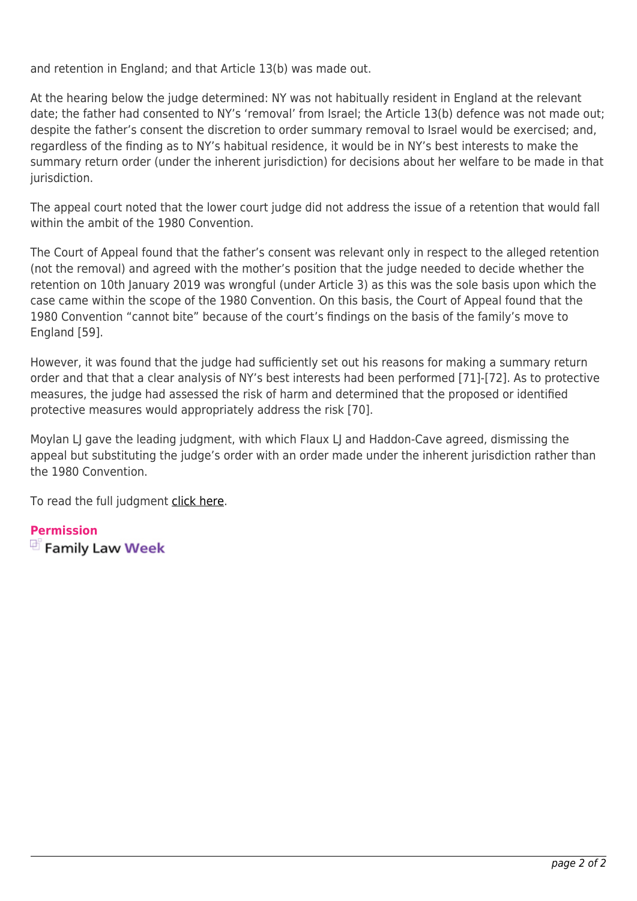and retention in England; and that Article 13(b) was made out.

At the hearing below the judge determined: NY was not habitually resident in England at the relevant date; the father had consented to NY's 'removal' from Israel; the Article 13(b) defence was not made out; despite the father's consent the discretion to order summary removal to Israel would be exercised; and, regardless of the finding as to NY's habitual residence, it would be in NY's best interests to make the summary return order (under the inherent jurisdiction) for decisions about her welfare to be made in that jurisdiction.

The appeal court noted that the lower court judge did not address the issue of a retention that would fall within the ambit of the 1980 Convention.

The Court of Appeal found that the father's consent was relevant only in respect to the alleged retention (not the removal) and agreed with the mother's position that the judge needed to decide whether the retention on 10th January 2019 was wrongful (under Article 3) as this was the sole basis upon which the case came within the scope of the 1980 Convention. On this basis, the Court of Appeal found that the 1980 Convention "cannot bite" because of the court's findings on the basis of the family's move to England [59].

However, it was found that the judge had sufficiently set out his reasons for making a summary return order and that that a clear analysis of NY's best interests had been performed [71]-[72]. As to protective measures, the judge had assessed the risk of harm and determined that the proposed or identified protective measures would appropriately address the risk [70].

Moylan LJ gave the leading judgment, with which Flaux LJ and Haddon-Cave agreed, dismissing the appeal but substituting the judge's order with an order made under the inherent jurisdiction rather than the 1980 Convention.

To read the full judgment click here.

**Permission**

Family Law Week